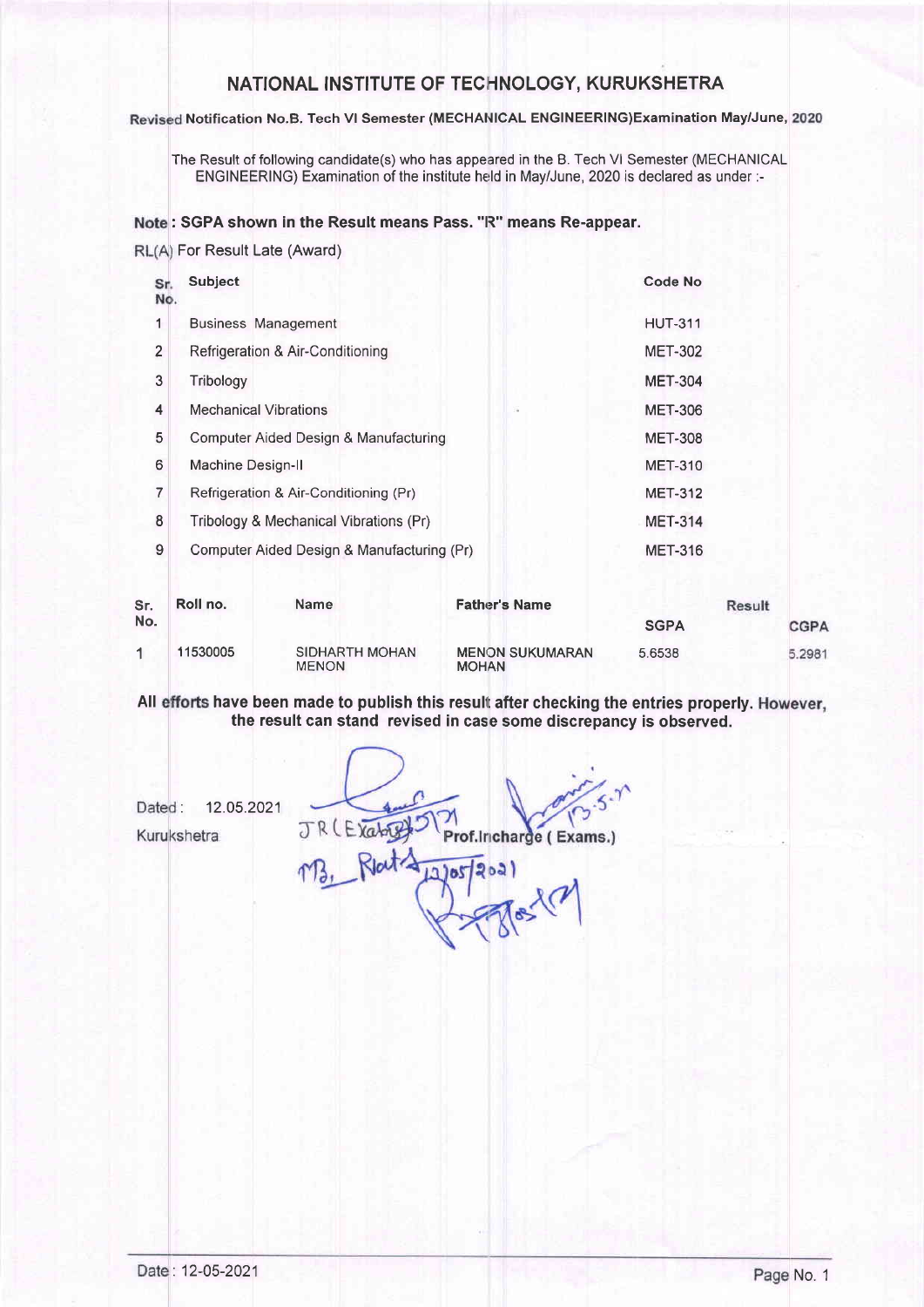# NATIONAL INSTITUTE OF TECHNOLOGY, KURUKSHETRA

**Revised Notification No.B. Tech VI Semester (MECHANICAL ENGINEERING)Examination May/June, 2020**

The Result of following candidate(s) who has appeared in the B. Tech VI Semester (MECHANICAL ENGINEERING) Examination of the institute held in May/June, 2020 is declared as under :-

**Note : SGPA shown in the Result means Pass. "R" means Re-appear.**

RL(A) For Result Late (Award)

| Sr. No. | Subject | Code No |
|---|---|---|
| 1 | Business Management | HUT-311 |
| 2 | Refrigeration & Air-Conditioning | MET-302 |
| 3 | Tribology | MET-304 |
| 4 | Mechanical Vibrations | MET-306 |
| 5 | Computer Aided Design & Manufacturing | MET-308 |
| 6 | Machine Design-II | MET-310 |
| 7 | Refrigeration & Air-Conditioning (Pr) | MET-312 |
| 8 | Tribology & Mechanical Vibrations (Pr) | MET-314 |
| 9 | Computer Aided Design & Manufacturing (Pr) | MET-316 |

| Sr. No. | Roll no. | Name | Father's Name | Result | |
|---|---|---|---|---|---|
| | | | | SGPA | CGPA |
| 1 | 11530005 | SIDHARTH MOHAN MENON | MENON SUKUMARAN MOHAN | 5.6538 | 5.2981 |

**All efforts have been made to publish this result after checking the entries properly. However, the result can stand revised in case some discrepancy is observed.**

Dated : 12.05.2021

Kurukshetra

JR (Exam) 12/5/21

Prof.Incharge ( Exams.) 13.5.21

Date : 12-05-2021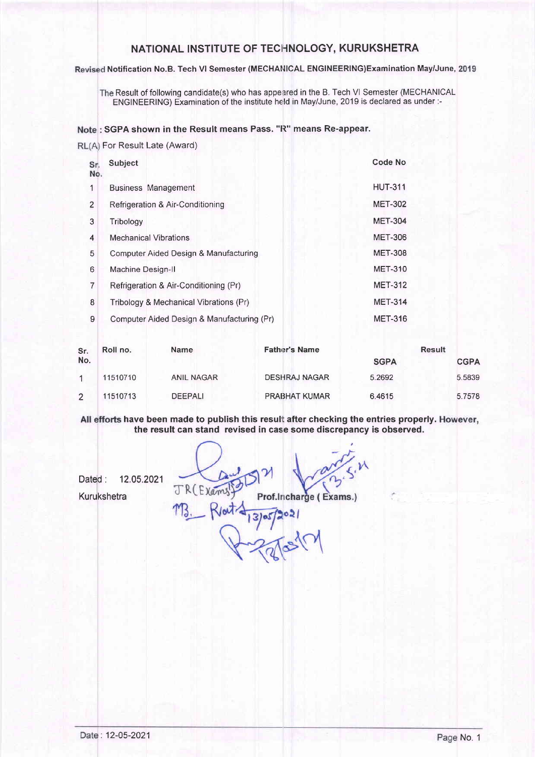# NATIONAL INSTITUTE OF TECHNOLOGY, KURUKSHETRA

**Revised Notification No.B. Tech VI Semester (MECHANICAL ENGINEERING)Examination May/June, 2019**

The Result of following candidate(s) who has appeared in the B. Tech VI Semester (MECHANICAL ENGINEERING) Examination of the institute held in May/June, 2019 is declared as under :-

**Note : SGPA shown in the Result means Pass. "R" means Re-appear.**

RL(A) For Result Late (Award)

| Sr. No. | Subject | Code No |
|---|---|---|
| 1 | Business Management | HUT-311 |
| 2 | Refrigeration & Air-Conditioning | MET-302 |
| 3 | Tribology | MET-304 |
| 4 | Mechanical Vibrations | MET-306 |
| 5 | Computer Aided Design & Manufacturing | MET-308 |
| 6 | Machine Design-II | MET-310 |
| 7 | Refrigeration & Air-Conditioning (Pr) | MET-312 |
| 8 | Tribology & Mechanical Vibrations (Pr) | MET-314 |
| 9 | Computer Aided Design & Manufacturing (Pr) | MET-316 |

| Sr. No. | Roll no. | Name | Father's Name | Result | |
|---|---|---|---|---|---|
| | | | | SGPA | CGPA |
| 1 | 11510710 | ANIL NAGAR | DESHRAJ NAGAR | 5.2692 | 5.5839 |
| 2 | 11510713 | DEEPALI | PRABHAT KUMAR | 6.4615 | 5.7578 |

**All efforts have been made to publish this result after checking the entries properly. However, the result can stand revised in case some discrepancy is observed.**

Dated : 12.05.2021

Kurukshetra

JR(Exams) 13/5/21

Prof.Incharge ( Exams.) 13.5.21

MB. Riot 13/05/2021

13/05/21

Date : 12-05-2021